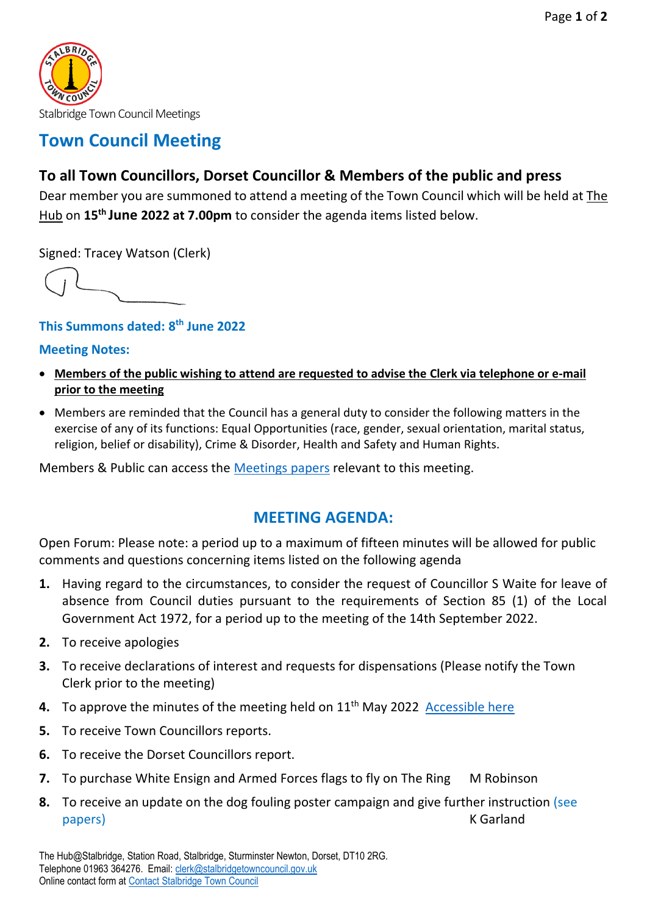Stalbridge Town Council Meetings

# Town Council Meeting

## To all Town Councillors, Dorset Councillor & Members of the public and press

Dear member you are summoned to attend a meeting of the Town Council which will be held at The Hub on **15th June 2022 at 7.00pm** to consider the agenda items listed below.

Signed: Tracey Watson (Clerk)

**This Summons dated: 8th June 2022**

**Meeting Notes:**

- **Members of the public wishing to attend are requested to advise the Clerk via telephone or e-mail prior to the meeting**
- Members are reminded that the Council has a general duty to consider the following matters in the exercise of any of its functions: Equal Opportunities (race, gender, sexual orientation, marital status, religion, belief or disability), Crime & Disorder, Health and Safety and Human Rights.

Members & Public can access the Meetings papers relevant to this meeting.

## MEETING AGENDA:

Open Forum: Please note: a period up to a maximum of fifteen minutes will be allowed for public comments and questions concerning items listed on the following agenda

1. Having regard to the circumstances, to consider the request of Councillor S Waite for leave of absence from Council duties pursuant to the requirements of Section 85 (1) of the Local Government Act 1972, for a period up to the meeting of the 14th September 2022.
2. To receive apologies
3. To receive declarations of interest and requests for dispensations (Please notify the Town Clerk prior to the meeting)
4. To approve the minutes of the meeting held on 11th May 2022 Accessible here
5. To receive Town Councillors reports.
6. To receive the Dorset Councillors report.
7. To purchase White Ensign and Armed Forces flags to fly on The Ring — M Robinson
8. To receive an update on the dog fouling poster campaign and give further instruction (see papers) — K Garland

The Hub@Stalbridge, Station Road, Stalbridge, Sturminster Newton, Dorset, DT10 2RG.
Telephone 01963 364276. Email: clerk@stalbridgetowncouncil.gov.uk
Online contact form at Contact Stalbridge Town Council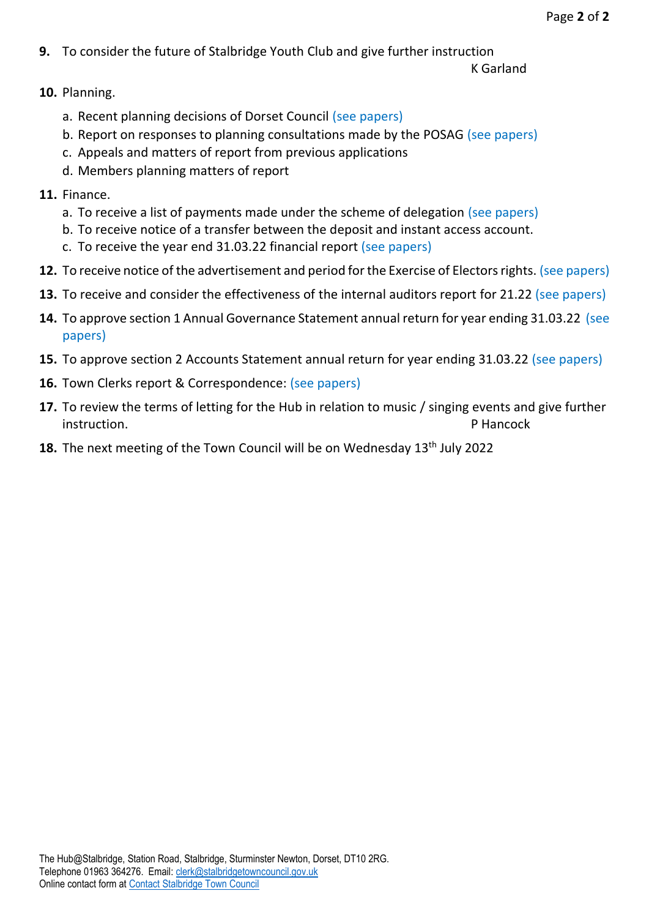9. To consider the future of Stalbridge Youth Club and give further instruction
   K Garland

10. Planning.
    a. Recent planning decisions of Dorset Council (see papers)
    b. Report on responses to planning consultations made by the POSAG (see papers)
    c. Appeals and matters of report from previous applications
    d. Members planning matters of report

11. Finance.
    a. To receive a list of payments made under the scheme of delegation (see papers)
    b. To receive notice of a transfer between the deposit and instant access account.
    c. To receive the year end 31.03.22 financial report (see papers)

12. To receive notice of the advertisement and period for the Exercise of Electors rights. (see papers)

13. To receive and consider the effectiveness of the internal auditors report for 21.22 (see papers)

14. To approve section 1 Annual Governance Statement annual return for year ending 31.03.22 (see papers)

15. To approve section 2 Accounts Statement annual return for year ending 31.03.22 (see papers)

16. Town Clerks report & Correspondence: (see papers)

17. To review the terms of letting for the Hub in relation to music / singing events and give further instruction.
    P Hancock

18. The next meeting of the Town Council will be on Wednesday 13th July 2022

The Hub@Stalbridge, Station Road, Stalbridge, Sturminster Newton, Dorset, DT10 2RG.
Telephone 01963 364276. Email: clerk@stalbridgetowncouncil.gov.uk
Online contact form at Contact Stalbridge Town Council